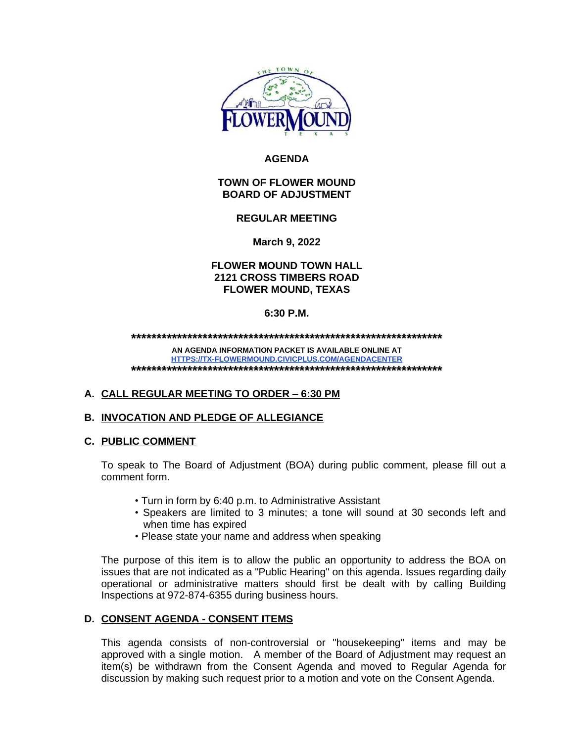# AGENDA

## TOWN OF FLOWER MOUND BOARD OF ADJUSTMENT

## REGULAR MEETING

**March 9, 2022**

**FLOWER MOUND TOWN HALL**
**2121 CROSS TIMBERS ROAD**
**FLOWER MOUND, TEXAS**

**6:30 P.M.**

**************************************************************************

**AN AGENDA INFORMATION PACKET IS AVAILABLE ONLINE AT**
**HTTPS://TX-FLOWERMOUND.CIVICPLUS.COM/AGENDACENTER**

**************************************************************************

### A. CALL REGULAR MEETING TO ORDER – 6:30 PM

### B. INVOCATION AND PLEDGE OF ALLEGIANCE

### C. PUBLIC COMMENT

To speak to The Board of Adjustment (BOA) during public comment, please fill out a comment form.

- Turn in form by 6:40 p.m. to Administrative Assistant
- Speakers are limited to 3 minutes; a tone will sound at 30 seconds left and when time has expired
- Please state your name and address when speaking

The purpose of this item is to allow the public an opportunity to address the BOA on issues that are not indicated as a "Public Hearing" on this agenda. Issues regarding daily operational or administrative matters should first be dealt with by calling Building Inspections at 972-874-6355 during business hours.

### D. CONSENT AGENDA - CONSENT ITEMS

This agenda consists of non-controversial or "housekeeping" items and may be approved with a single motion. A member of the Board of Adjustment may request an item(s) be withdrawn from the Consent Agenda and moved to Regular Agenda for discussion by making such request prior to a motion and vote on the Consent Agenda.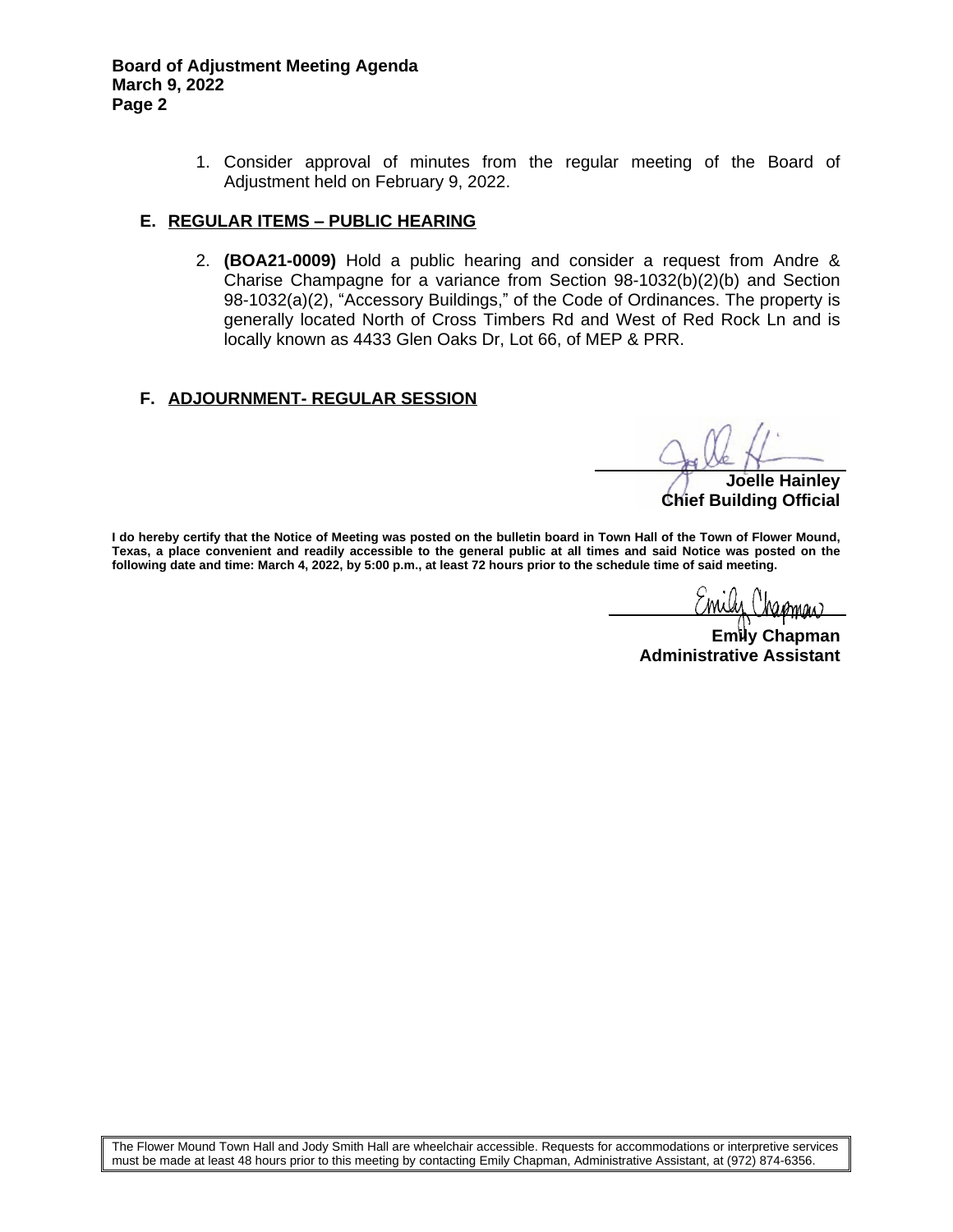1. Consider approval of minutes from the regular meeting of the Board of Adjustment held on February 9, 2022.

## E. REGULAR ITEMS – PUBLIC HEARING

2. **(BOA21-0009)** Hold a public hearing and consider a request from Andre & Charise Champagne for a variance from Section 98-1032(b)(2)(b) and Section 98-1032(a)(2), "Accessory Buildings," of the Code of Ordinances. The property is generally located North of Cross Timbers Rd and West of Red Rock Ln and is locally known as 4433 Glen Oaks Dr, Lot 66, of MEP & PRR.

## F. ADJOURNMENT- REGULAR SESSION

**Joelle Hainley**
**Chief Building Official**

**I do hereby certify that the Notice of Meeting was posted on the bulletin board in Town Hall of the Town of Flower Mound, Texas, a place convenient and readily accessible to the general public at all times and said Notice was posted on the following date and time: March 4, 2022, by 5:00 p.m., at least 72 hours prior to the schedule time of said meeting.**

**Emily Chapman**
**Administrative Assistant**

The Flower Mound Town Hall and Jody Smith Hall are wheelchair accessible. Requests for accommodations or interpretive services must be made at least 48 hours prior to this meeting by contacting Emily Chapman, Administrative Assistant, at (972) 874-6356.